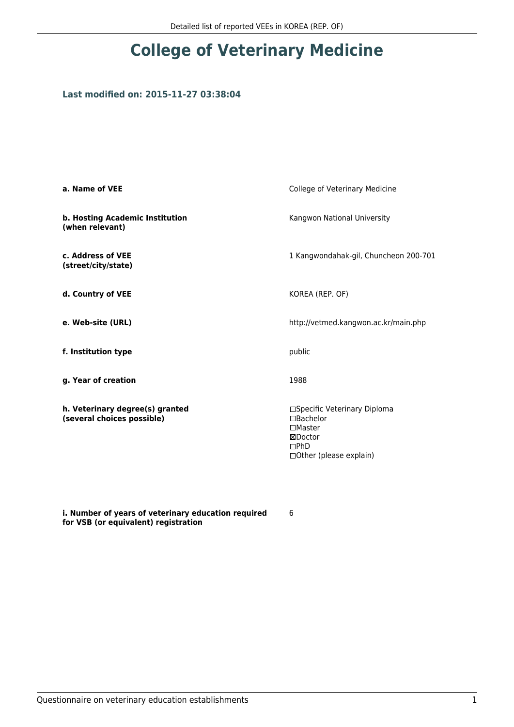# College of Veterinary Medicine

### Last modified on: 2015-11-27 03:38:04

| | |
|---|---|
| **a. Name of VEE** | College of Veterinary Medicine |
| **b. Hosting Academic Institution (when relevant)** | Kangwon National University |
| **c. Address of VEE (street/city/state)** | 1 Kangwondahak-gil, Chuncheon 200-701 |
| **d. Country of VEE** | KOREA (REP. OF) |
| **e. Web-site (URL)** | http://vetmed.kangwon.ac.kr/main.php |
| **f. Institution type** | public |
| **g. Year of creation** | 1988 |
| **h. Veterinary degree(s) granted (several choices possible)** | ☐Specific Veterinary Diploma<br>☐Bachelor<br>☐Master<br>☒Doctor<br>☐PhD<br>☐Other (please explain) |
| **i. Number of years of veterinary education required for VSB (or equivalent) registration** | 6 |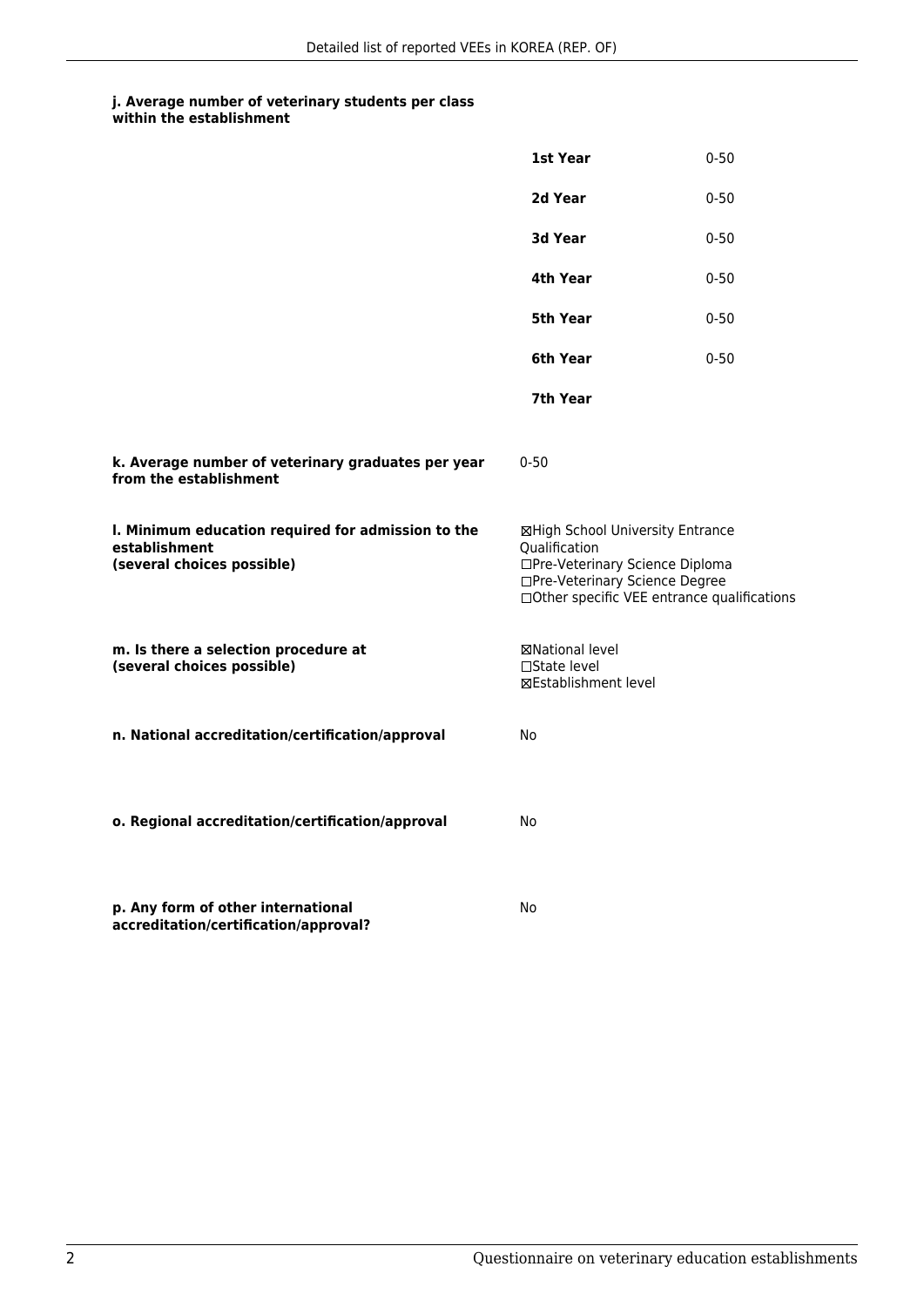**j. Average number of veterinary students per class within the establishment**

| | |
|---|---|
| **1st Year** | 0-50 |
| **2d Year** | 0-50 |
| **3d Year** | 0-50 |
| **4th Year** | 0-50 |
| **5th Year** | 0-50 |
| **6th Year** | 0-50 |
| **7th Year** | |

**k. Average number of veterinary graduates per year from the establishment**

0-50

**l. Minimum education required for admission to the establishment (several choices possible)**

☒High School University Entrance Qualification
☐Pre-Veterinary Science Diploma
☐Pre-Veterinary Science Degree
☐Other specific VEE entrance qualifications

**m. Is there a selection procedure at (several choices possible)**

☒National level
☐State level
☒Establishment level

**n. National accreditation/certification/approval**

No

**o. Regional accreditation/certification/approval**

No

**p. Any form of other international accreditation/certification/approval?**

No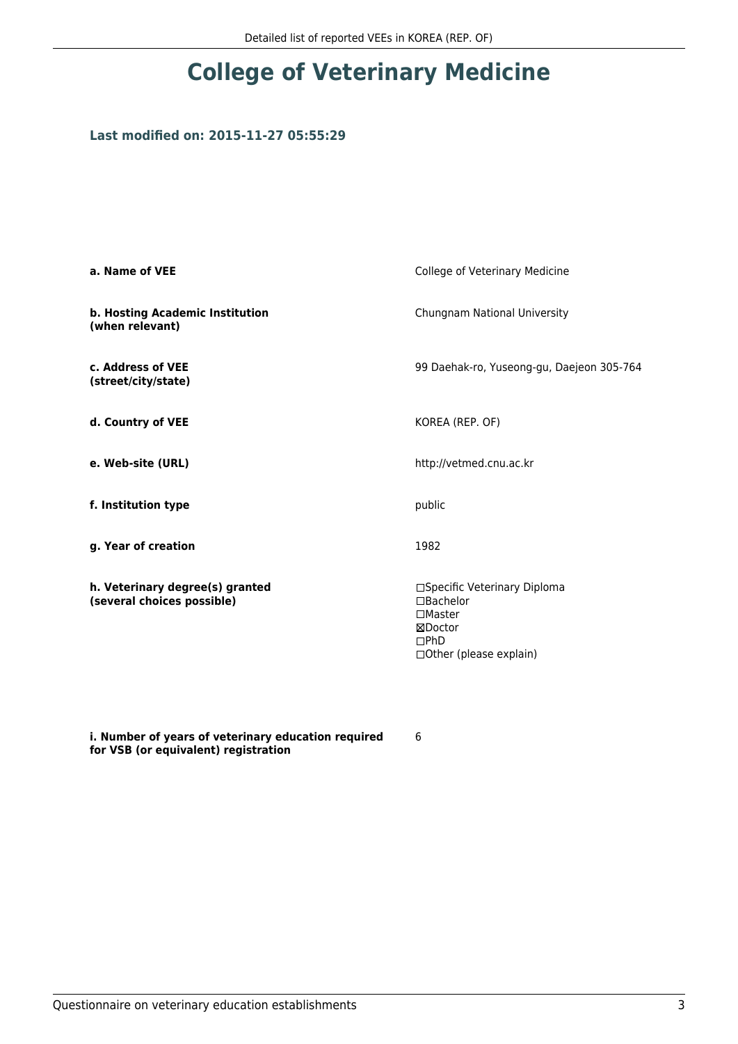# College of Veterinary Medicine

### Last modified on: 2015-11-27 05:55:29

| | |
|---|---|
| **a. Name of VEE** | College of Veterinary Medicine |
| **b. Hosting Academic Institution (when relevant)** | Chungnam National University |
| **c. Address of VEE (street/city/state)** | 99 Daehak-ro, Yuseong-gu, Daejeon 305-764 |
| **d. Country of VEE** | KOREA (REP. OF) |
| **e. Web-site (URL)** | http://vetmed.cnu.ac.kr |
| **f. Institution type** | public |
| **g. Year of creation** | 1982 |
| **h. Veterinary degree(s) granted (several choices possible)** | ☐Specific Veterinary Diploma<br>☐Bachelor<br>☐Master<br>☒Doctor<br>☐PhD<br>☐Other (please explain) |
| **i. Number of years of veterinary education required for VSB (or equivalent) registration** | 6 |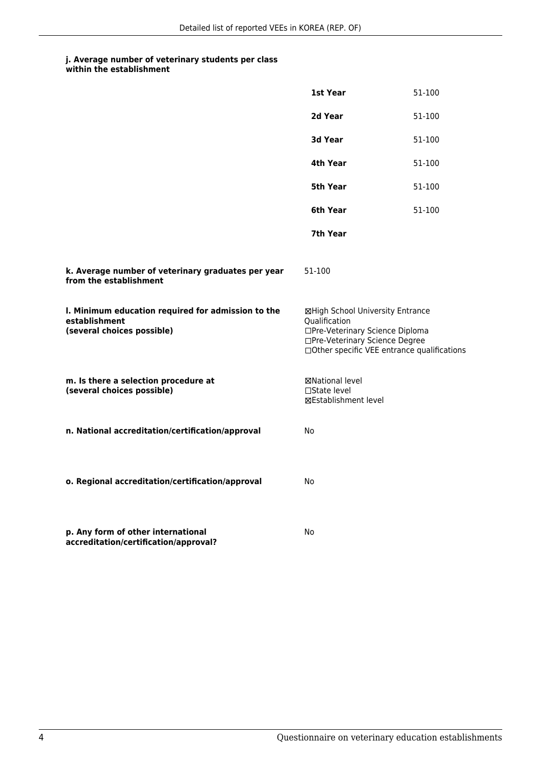**j. Average number of veterinary students per class within the establishment**

| | |
|---|---|
| **1st Year** | 51-100 |
| **2d Year** | 51-100 |
| **3d Year** | 51-100 |
| **4th Year** | 51-100 |
| **5th Year** | 51-100 |
| **6th Year** | 51-100 |
| **7th Year** | |

**k. Average number of veterinary graduates per year from the establishment**

51-100

**l. Minimum education required for admission to the establishment (several choices possible)**

☒High School University Entrance Qualification
☐Pre-Veterinary Science Diploma
☐Pre-Veterinary Science Degree
☐Other specific VEE entrance qualifications

**m. Is there a selection procedure at (several choices possible)**

☒National level
☐State level
☒Establishment level

**n. National accreditation/certification/approval**

No

**o. Regional accreditation/certification/approval**

No

**p. Any form of other international accreditation/certification/approval?**

No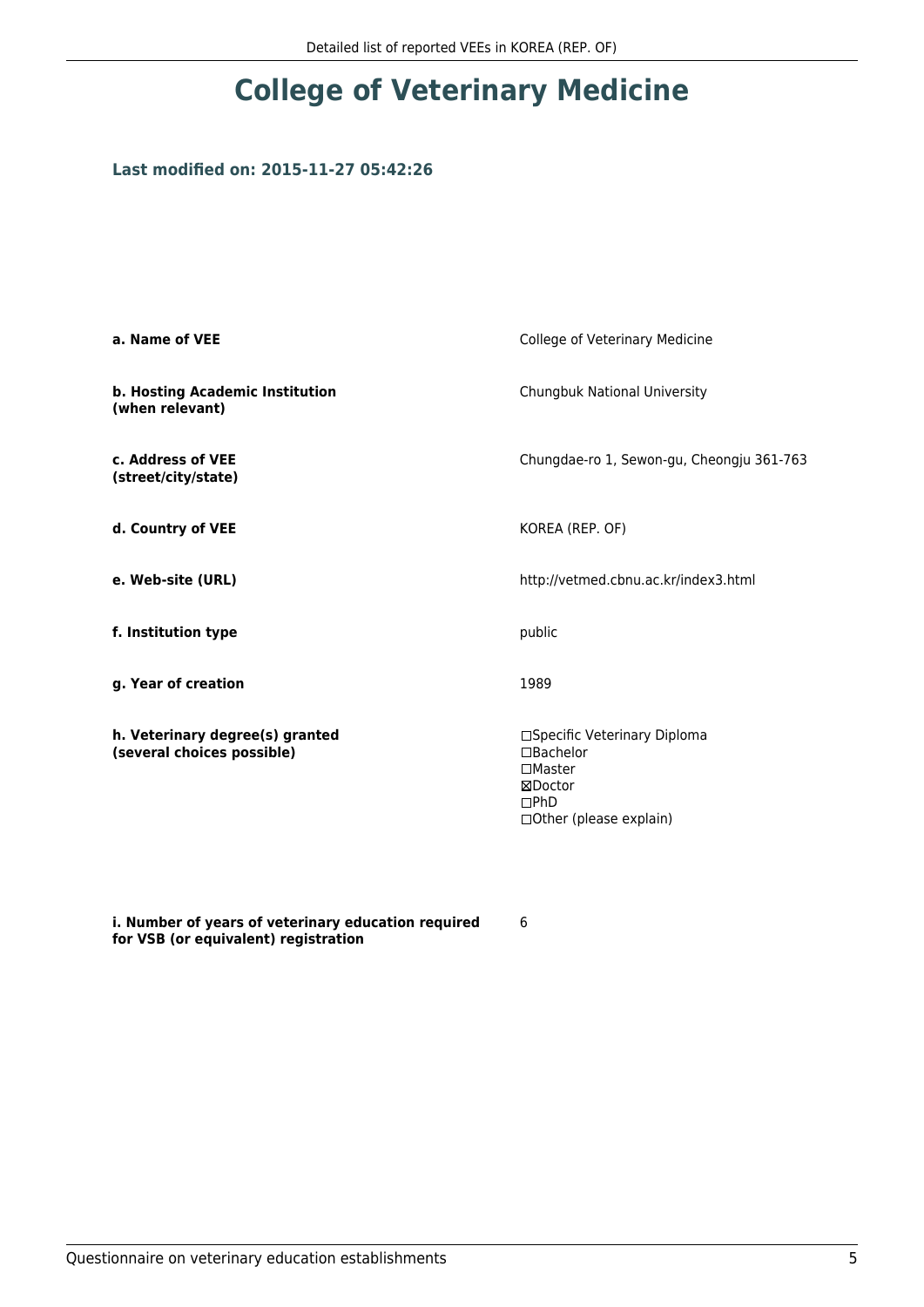# College of Veterinary Medicine

### Last modified on: 2015-11-27 05:42:26

| | |
|---|---|
| **a. Name of VEE** | College of Veterinary Medicine |
| **b. Hosting Academic Institution (when relevant)** | Chungbuk National University |
| **c. Address of VEE (street/city/state)** | Chungdae-ro 1, Sewon-gu, Cheongju 361-763 |
| **d. Country of VEE** | KOREA (REP. OF) |
| **e. Web-site (URL)** | http://vetmed.cbnu.ac.kr/index3.html |
| **f. Institution type** | public |
| **g. Year of creation** | 1989 |
| **h. Veterinary degree(s) granted (several choices possible)** | ☐Specific Veterinary Diploma<br>☐Bachelor<br>☐Master<br>☒Doctor<br>☐PhD<br>☐Other (please explain) |
| **i. Number of years of veterinary education required for VSB (or equivalent) registration** | 6 |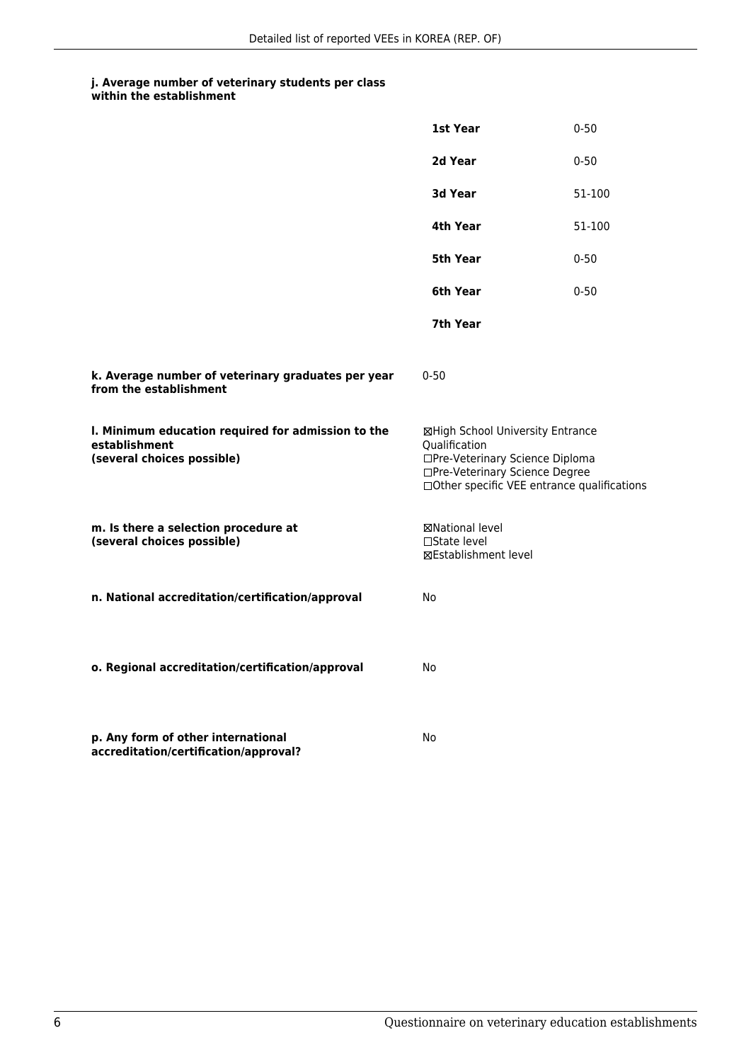**j. Average number of veterinary students per class within the establishment**

| | |
|---|---|
| **1st Year** | 0-50 |
| **2d Year** | 0-50 |
| **3d Year** | 51-100 |
| **4th Year** | 51-100 |
| **5th Year** | 0-50 |
| **6th Year** | 0-50 |
| **7th Year** | |

**k. Average number of veterinary graduates per year from the establishment**

0-50

**l. Minimum education required for admission to the establishment (several choices possible)**

☒High School University Entrance Qualification
☐Pre-Veterinary Science Diploma
☐Pre-Veterinary Science Degree
☐Other specific VEE entrance qualifications

**m. Is there a selection procedure at (several choices possible)**

☒National level
☐State level
☒Establishment level

**n. National accreditation/certification/approval**

No

**o. Regional accreditation/certification/approval**

No

**p. Any form of other international accreditation/certification/approval?**

No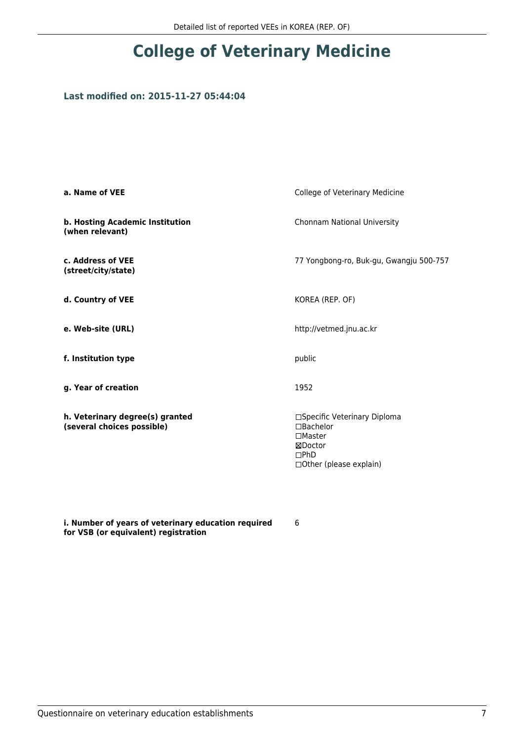# College of Veterinary Medicine

### Last modified on: 2015-11-27 05:44:04

| | |
|---|---|
| **a. Name of VEE** | College of Veterinary Medicine |
| **b. Hosting Academic Institution (when relevant)** | Chonnam National University |
| **c. Address of VEE (street/city/state)** | 77 Yongbong-ro, Buk-gu, Gwangju 500-757 |
| **d. Country of VEE** | KOREA (REP. OF) |
| **e. Web-site (URL)** | http://vetmed.jnu.ac.kr |
| **f. Institution type** | public |
| **g. Year of creation** | 1952 |
| **h. Veterinary degree(s) granted (several choices possible)** | ☐Specific Veterinary Diploma<br>☐Bachelor<br>☐Master<br>☒Doctor<br>☐PhD<br>☐Other (please explain) |
| **i. Number of years of veterinary education required for VSB (or equivalent) registration** | 6 |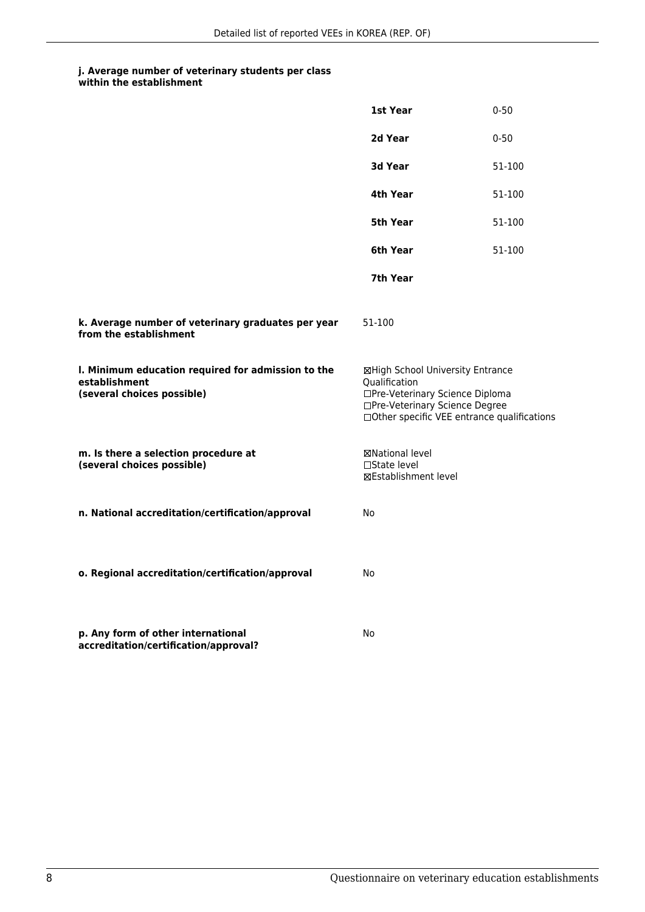**j. Average number of veterinary students per class within the establishment**

| | |
|---|---|
| **1st Year** | 0-50 |
| **2d Year** | 0-50 |
| **3d Year** | 51-100 |
| **4th Year** | 51-100 |
| **5th Year** | 51-100 |
| **6th Year** | 51-100 |
| **7th Year** | |

**k. Average number of veterinary graduates per year from the establishment**

51-100

**l. Minimum education required for admission to the establishment (several choices possible)**

☒High School University Entrance Qualification
☐Pre-Veterinary Science Diploma
☐Pre-Veterinary Science Degree
☐Other specific VEE entrance qualifications

**m. Is there a selection procedure at (several choices possible)**

☒National level
☐State level
☒Establishment level

**n. National accreditation/certification/approval**

No

**o. Regional accreditation/certification/approval**

No

**p. Any form of other international accreditation/certification/approval?**

No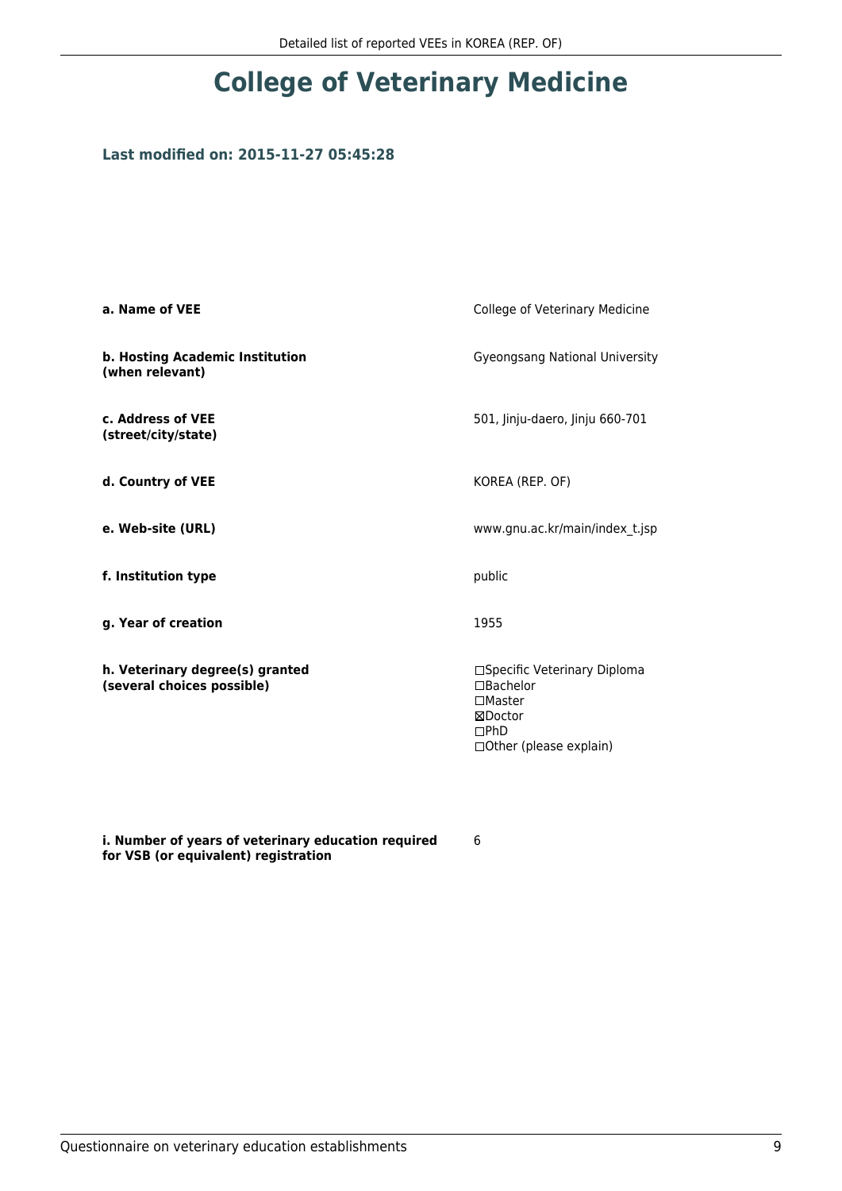# College of Veterinary Medicine

### Last modified on: 2015-11-27 05:45:28

| | |
|---|---|
| **a. Name of VEE** | College of Veterinary Medicine |
| **b. Hosting Academic Institution (when relevant)** | Gyeongsang National University |
| **c. Address of VEE (street/city/state)** | 501, Jinju-daero, Jinju 660-701 |
| **d. Country of VEE** | KOREA (REP. OF) |
| **e. Web-site (URL)** | www.gnu.ac.kr/main/index_t.jsp |
| **f. Institution type** | public |
| **g. Year of creation** | 1955 |
| **h. Veterinary degree(s) granted (several choices possible)** | ☐Specific Veterinary Diploma<br>☐Bachelor<br>☐Master<br>☒Doctor<br>☐PhD<br>☐Other (please explain) |
| **i. Number of years of veterinary education required for VSB (or equivalent) registration** | 6 |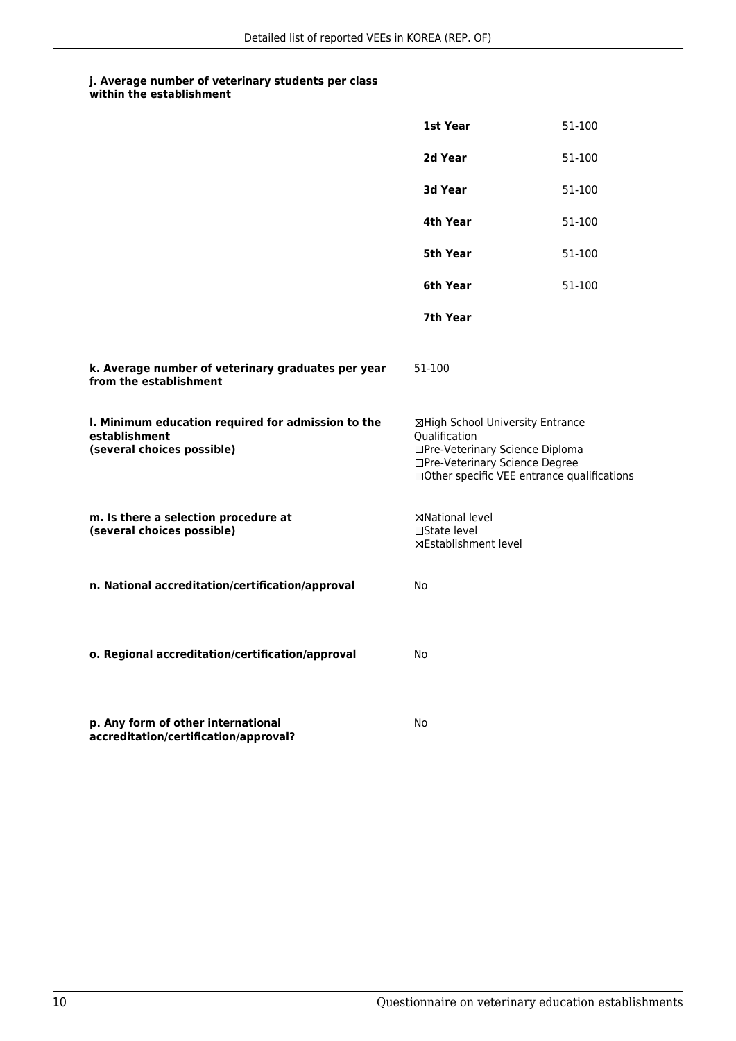**j. Average number of veterinary students per class within the establishment**

| | |
|---|---|
| **1st Year** | 51-100 |
| **2d Year** | 51-100 |
| **3d Year** | 51-100 |
| **4th Year** | 51-100 |
| **5th Year** | 51-100 |
| **6th Year** | 51-100 |
| **7th Year** | |

**k. Average number of veterinary graduates per year from the establishment**

51-100

**l. Minimum education required for admission to the establishment (several choices possible)**

☒High School University Entrance Qualification
☐Pre-Veterinary Science Diploma
☐Pre-Veterinary Science Degree
☐Other specific VEE entrance qualifications

**m. Is there a selection procedure at (several choices possible)**

☒National level
☐State level
☒Establishment level

**n. National accreditation/certification/approval**

No

**o. Regional accreditation/certification/approval**

No

**p. Any form of other international accreditation/certification/approval?**

No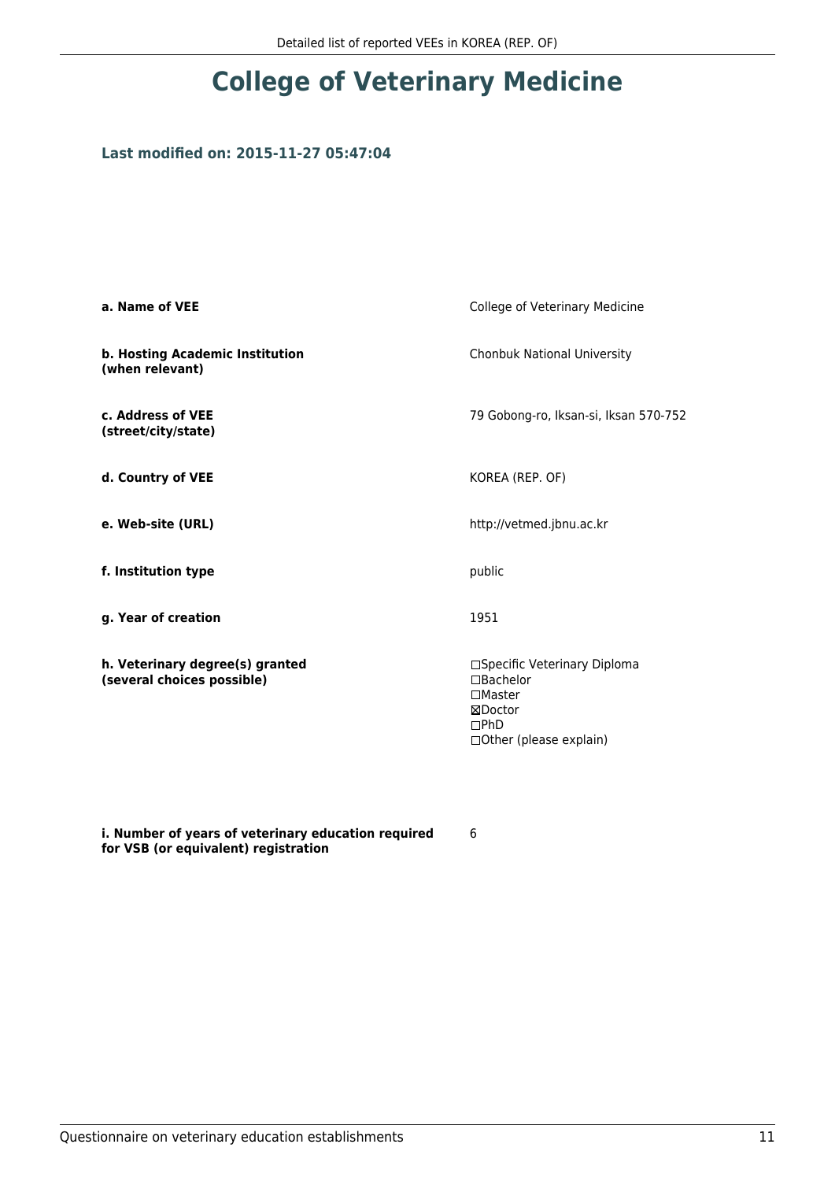# College of Veterinary Medicine

### Last modified on: 2015-11-27 05:47:04

| | |
|---|---|
| **a. Name of VEE** | College of Veterinary Medicine |
| **b. Hosting Academic Institution (when relevant)** | Chonbuk National University |
| **c. Address of VEE (street/city/state)** | 79 Gobong-ro, Iksan-si, Iksan 570-752 |
| **d. Country of VEE** | KOREA (REP. OF) |
| **e. Web-site (URL)** | http://vetmed.jbnu.ac.kr |
| **f. Institution type** | public |
| **g. Year of creation** | 1951 |
| **h. Veterinary degree(s) granted (several choices possible)** | ☐Specific Veterinary Diploma<br>☐Bachelor<br>☐Master<br>☒Doctor<br>☐PhD<br>☐Other (please explain) |
| **i. Number of years of veterinary education required for VSB (or equivalent) registration** | 6 |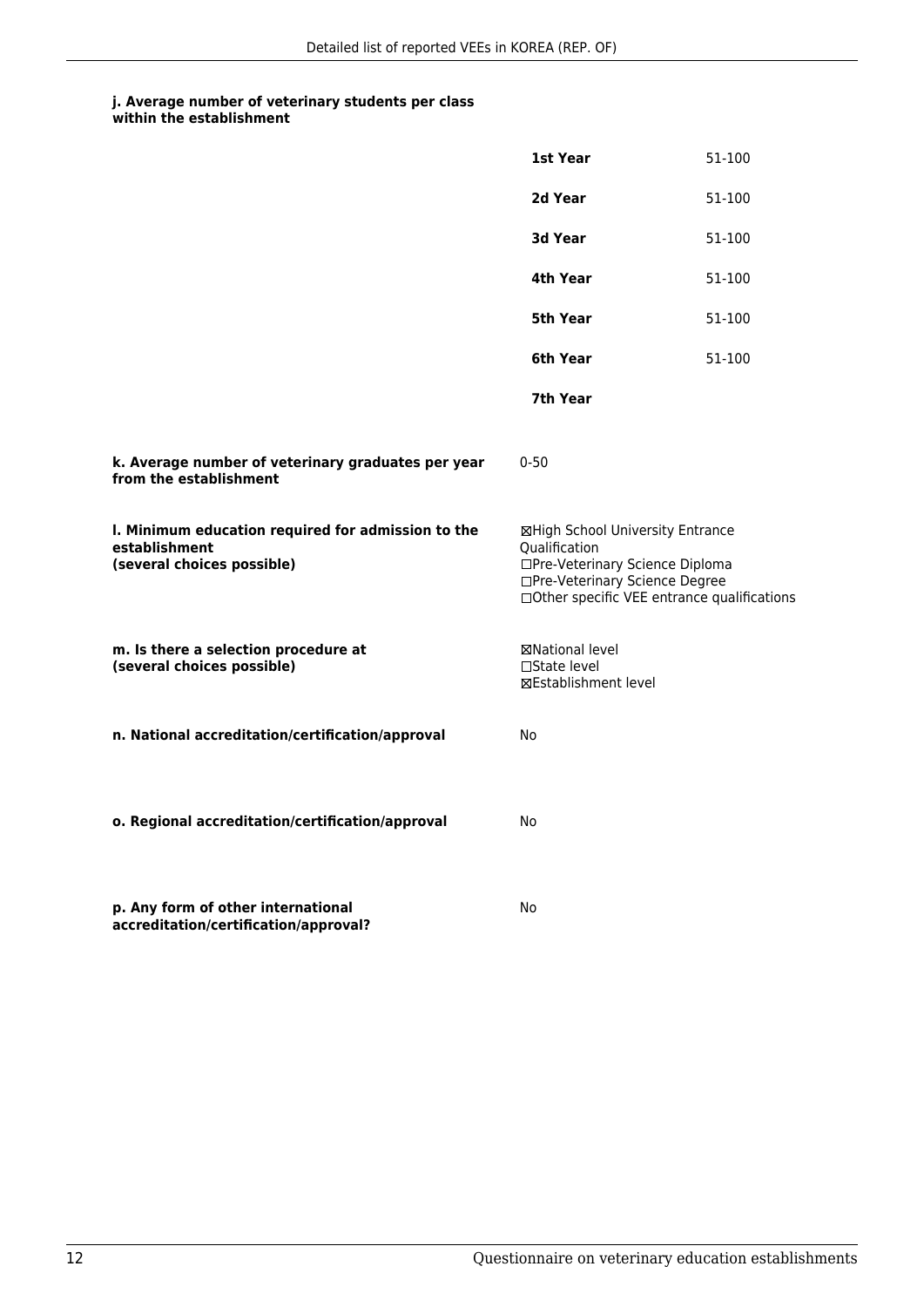**j. Average number of veterinary students per class within the establishment**

| | |
|---|---|
| **1st Year** | 51-100 |
| **2d Year** | 51-100 |
| **3d Year** | 51-100 |
| **4th Year** | 51-100 |
| **5th Year** | 51-100 |
| **6th Year** | 51-100 |
| **7th Year** | |

**k. Average number of veterinary graduates per year from the establishment**

0-50

**l. Minimum education required for admission to the establishment (several choices possible)**

☒High School University Entrance Qualification
☐Pre-Veterinary Science Diploma
☐Pre-Veterinary Science Degree
☐Other specific VEE entrance qualifications

**m. Is there a selection procedure at (several choices possible)**

☒National level
☐State level
☒Establishment level

**n. National accreditation/certification/approval**

No

**o. Regional accreditation/certification/approval**

No

**p. Any form of other international accreditation/certification/approval?**

No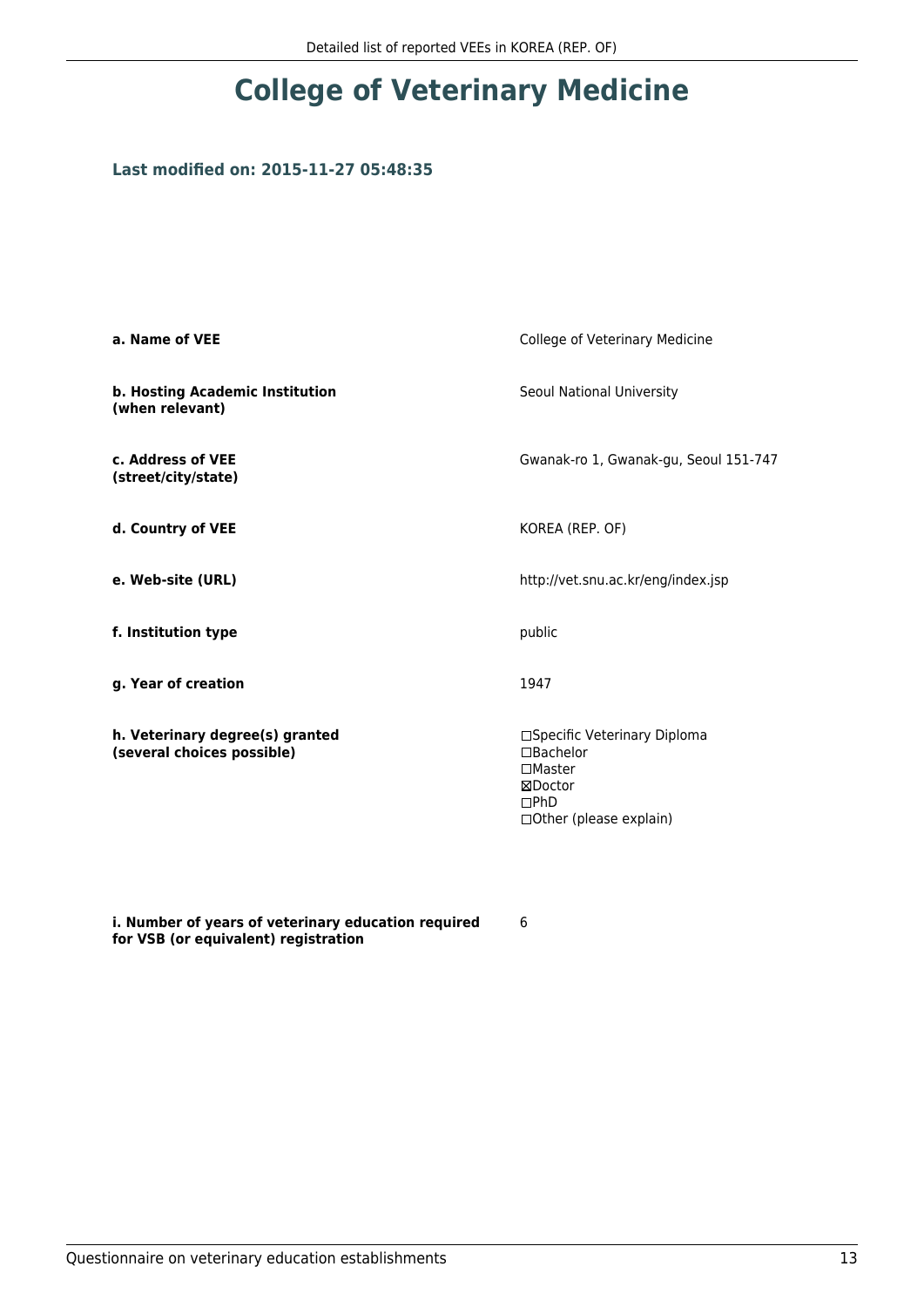# College of Veterinary Medicine

### Last modified on: 2015-11-27 05:48:35

| | |
|---|---|
| **a. Name of VEE** | College of Veterinary Medicine |
| **b. Hosting Academic Institution (when relevant)** | Seoul National University |
| **c. Address of VEE (street/city/state)** | Gwanak-ro 1, Gwanak-gu, Seoul 151-747 |
| **d. Country of VEE** | KOREA (REP. OF) |
| **e. Web-site (URL)** | http://vet.snu.ac.kr/eng/index.jsp |
| **f. Institution type** | public |
| **g. Year of creation** | 1947 |
| **h. Veterinary degree(s) granted (several choices possible)** | ☐Specific Veterinary Diploma<br>☐Bachelor<br>☐Master<br>☒Doctor<br>☐PhD<br>☐Other (please explain) |
| **i. Number of years of veterinary education required for VSB (or equivalent) registration** | 6 |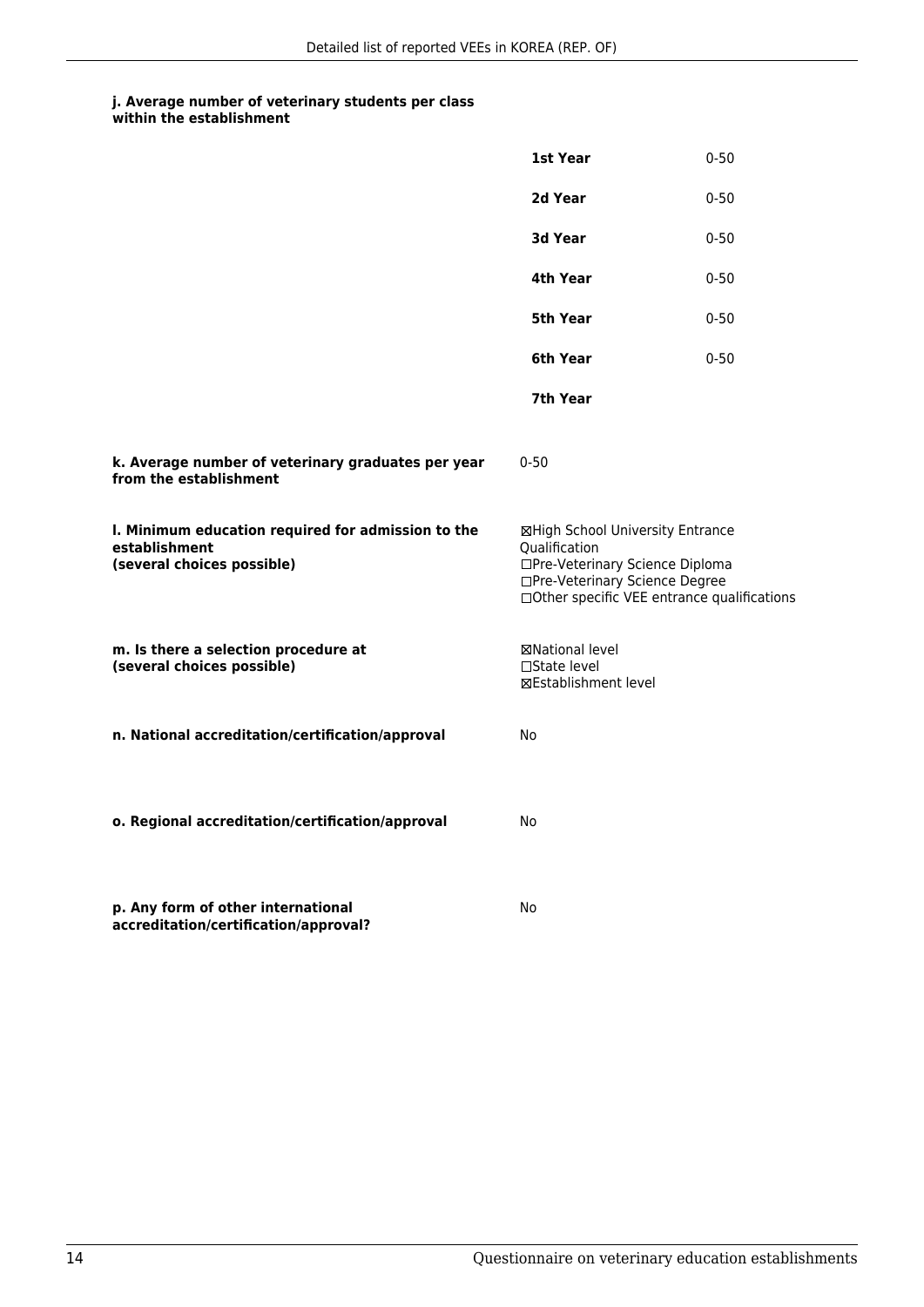**j. Average number of veterinary students per class within the establishment**

| | |
|---|---|
| **1st Year** | 0-50 |
| **2d Year** | 0-50 |
| **3d Year** | 0-50 |
| **4th Year** | 0-50 |
| **5th Year** | 0-50 |
| **6th Year** | 0-50 |
| **7th Year** | |

**k. Average number of veterinary graduates per year from the establishment**

0-50

**l. Minimum education required for admission to the establishment (several choices possible)**

☒High School University Entrance Qualification
☐Pre-Veterinary Science Diploma
☐Pre-Veterinary Science Degree
☐Other specific VEE entrance qualifications

**m. Is there a selection procedure at (several choices possible)**

☒National level
☐State level
☒Establishment level

**n. National accreditation/certification/approval**

No

**o. Regional accreditation/certification/approval**

No

**p. Any form of other international accreditation/certification/approval?**

No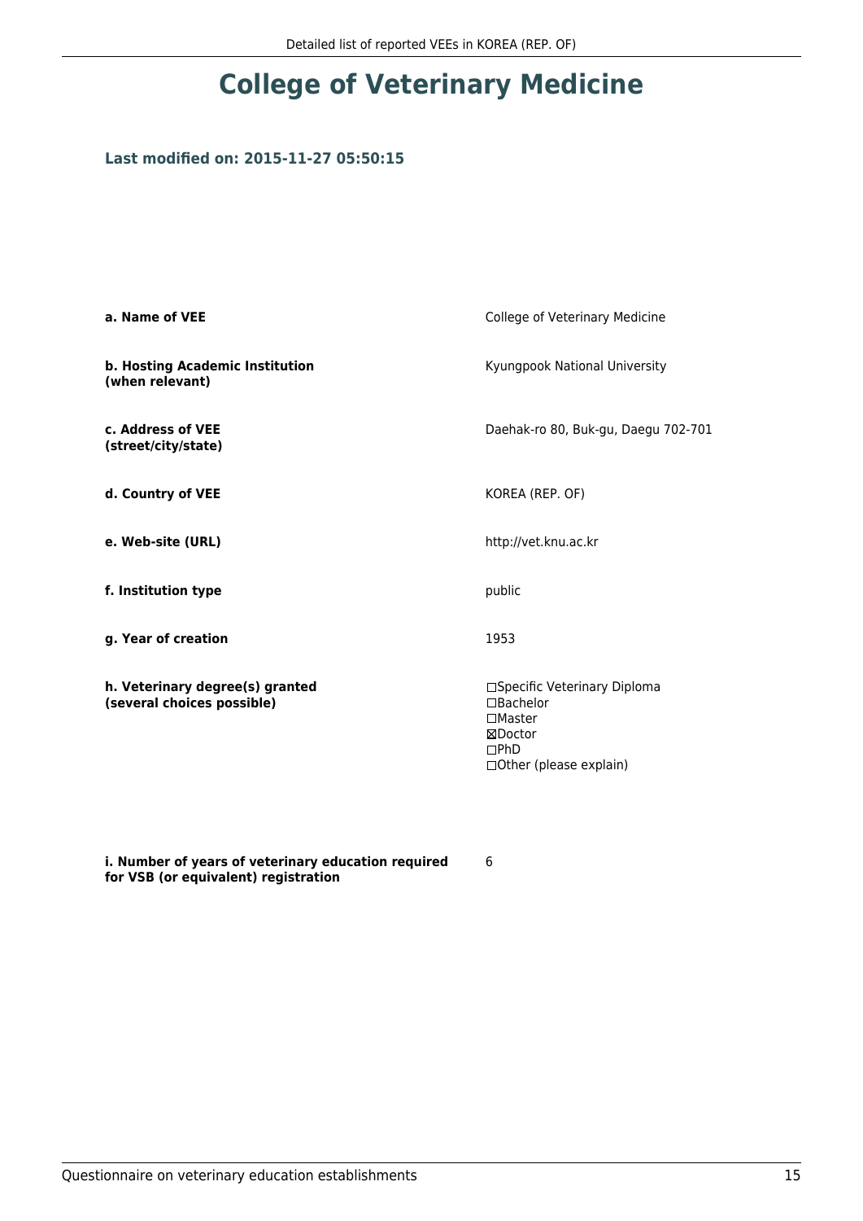# College of Veterinary Medicine

### Last modified on: 2015-11-27 05:50:15

| | |
|---|---|
| **a. Name of VEE** | College of Veterinary Medicine |
| **b. Hosting Academic Institution (when relevant)** | Kyungpook National University |
| **c. Address of VEE (street/city/state)** | Daehak-ro 80, Buk-gu, Daegu 702-701 |
| **d. Country of VEE** | KOREA (REP. OF) |
| **e. Web-site (URL)** | http://vet.knu.ac.kr |
| **f. Institution type** | public |
| **g. Year of creation** | 1953 |
| **h. Veterinary degree(s) granted (several choices possible)** | ☐Specific Veterinary Diploma<br>☐Bachelor<br>☐Master<br>☒Doctor<br>☐PhD<br>☐Other (please explain) |
| **i. Number of years of veterinary education required for VSB (or equivalent) registration** | 6 |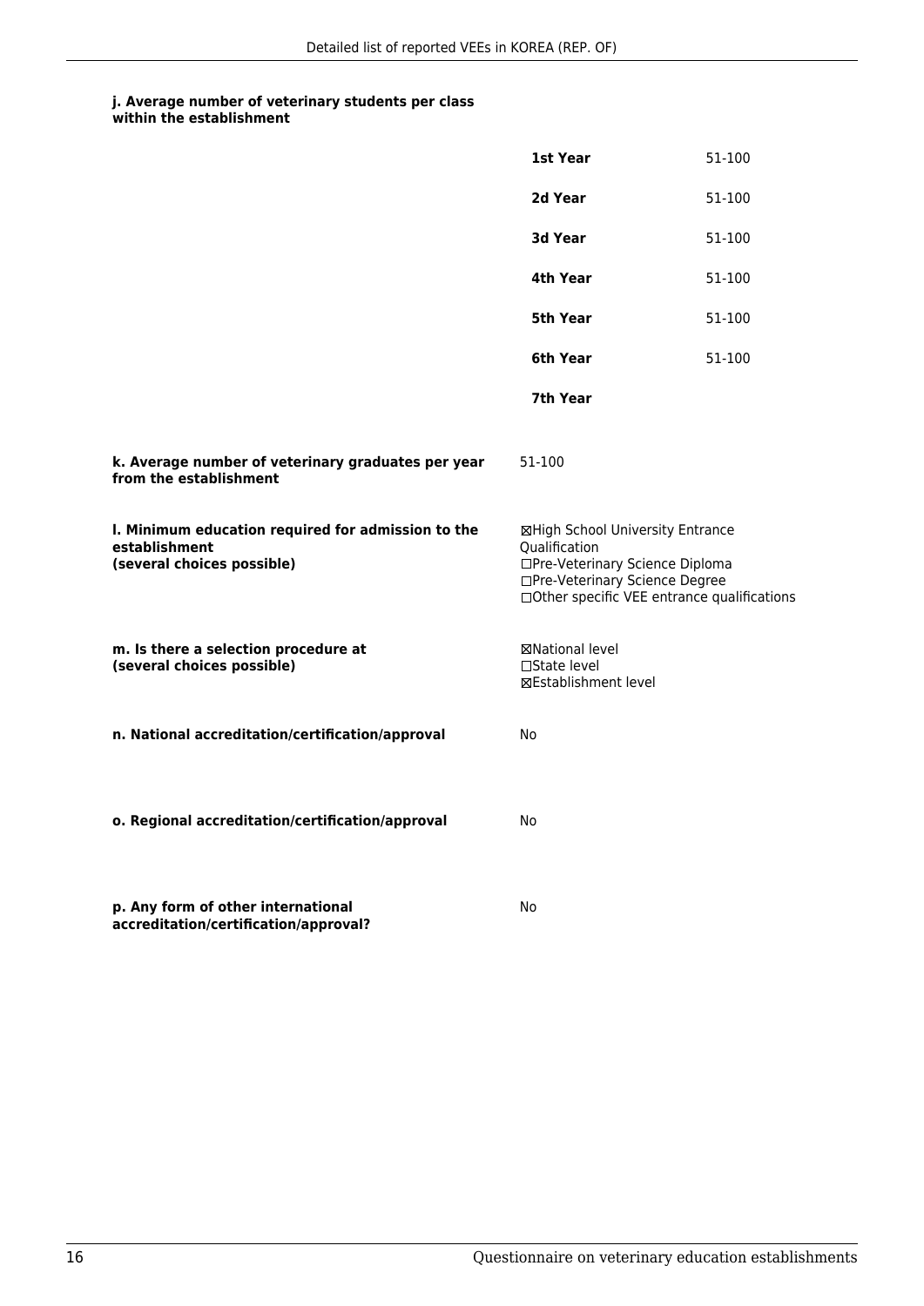**j. Average number of veterinary students per class within the establishment**

| | |
|---|---|
| **1st Year** | 51-100 |
| **2d Year** | 51-100 |
| **3d Year** | 51-100 |
| **4th Year** | 51-100 |
| **5th Year** | 51-100 |
| **6th Year** | 51-100 |
| **7th Year** | |

**k. Average number of veterinary graduates per year from the establishment**

51-100

**l. Minimum education required for admission to the establishment (several choices possible)**

☒High School University Entrance Qualification
☐Pre-Veterinary Science Diploma
☐Pre-Veterinary Science Degree
☐Other specific VEE entrance qualifications

**m. Is there a selection procedure at (several choices possible)**

☒National level
☐State level
☒Establishment level

**n. National accreditation/certification/approval**

No

**o. Regional accreditation/certification/approval**

No

**p. Any form of other international accreditation/certification/approval?**

No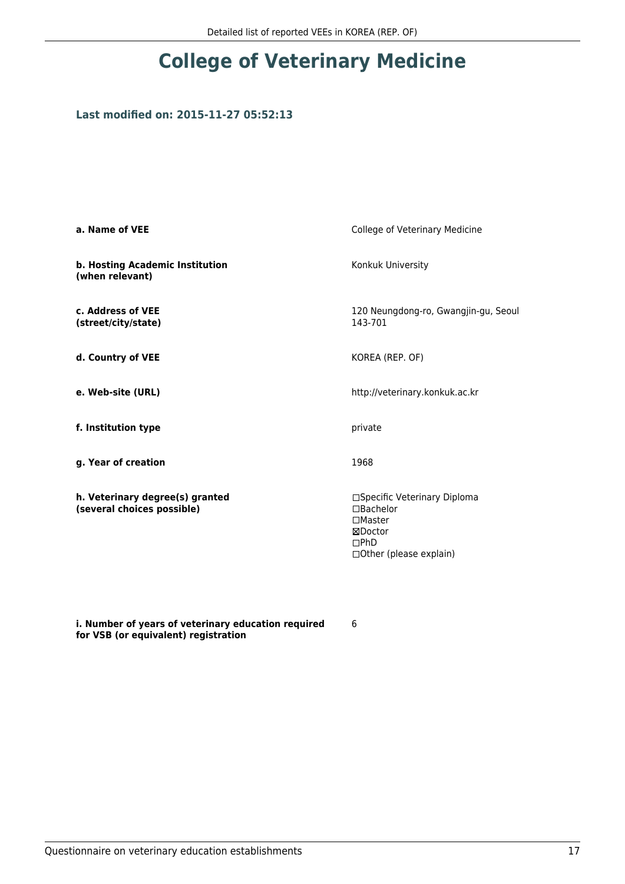# College of Veterinary Medicine

### Last modified on: 2015-11-27 05:52:13

| | |
|---|---|
| **a. Name of VEE** | College of Veterinary Medicine |
| **b. Hosting Academic Institution (when relevant)** | Konkuk University |
| **c. Address of VEE (street/city/state)** | 120 Neungdong-ro, Gwangjin-gu, Seoul 143-701 |
| **d. Country of VEE** | KOREA (REP. OF) |
| **e. Web-site (URL)** | http://veterinary.konkuk.ac.kr |
| **f. Institution type** | private |
| **g. Year of creation** | 1968 |
| **h. Veterinary degree(s) granted (several choices possible)** | ☐Specific Veterinary Diploma<br>☐Bachelor<br>☐Master<br>☒Doctor<br>☐PhD<br>☐Other (please explain) |
| **i. Number of years of veterinary education required for VSB (or equivalent) registration** | 6 |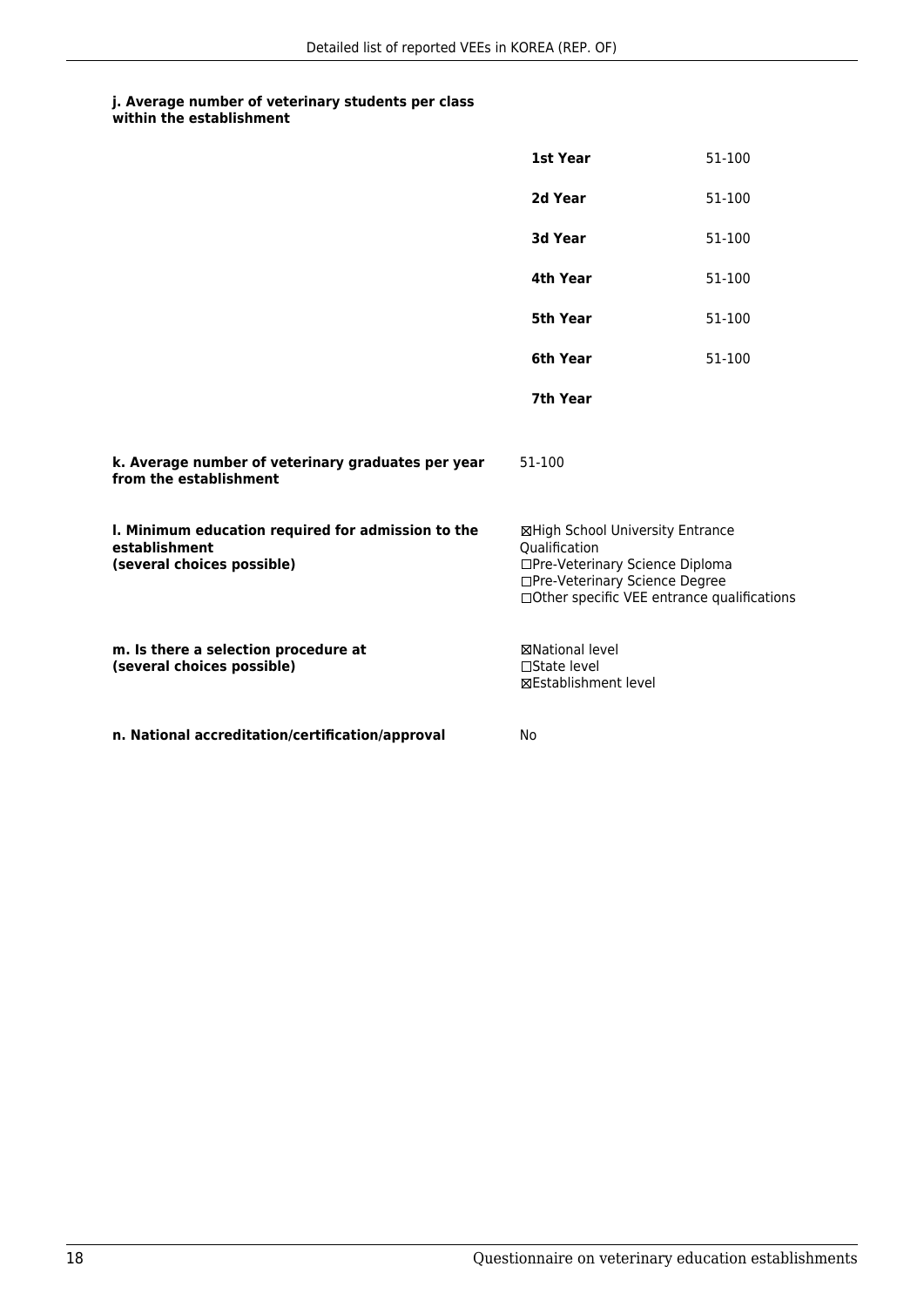**j. Average number of veterinary students per class within the establishment**

| | |
|---|---|
| **1st Year** | 51-100 |
| **2d Year** | 51-100 |
| **3d Year** | 51-100 |
| **4th Year** | 51-100 |
| **5th Year** | 51-100 |
| **6th Year** | 51-100 |
| **7th Year** | |

**k. Average number of veterinary graduates per year from the establishment**

51-100

**l. Minimum education required for admission to the establishment (several choices possible)**

☒High School University Entrance Qualification
☐Pre-Veterinary Science Diploma
☐Pre-Veterinary Science Degree
☐Other specific VEE entrance qualifications

**m. Is there a selection procedure at (several choices possible)**

☒National level
☐State level
☒Establishment level

**n. National accreditation/certification/approval**

No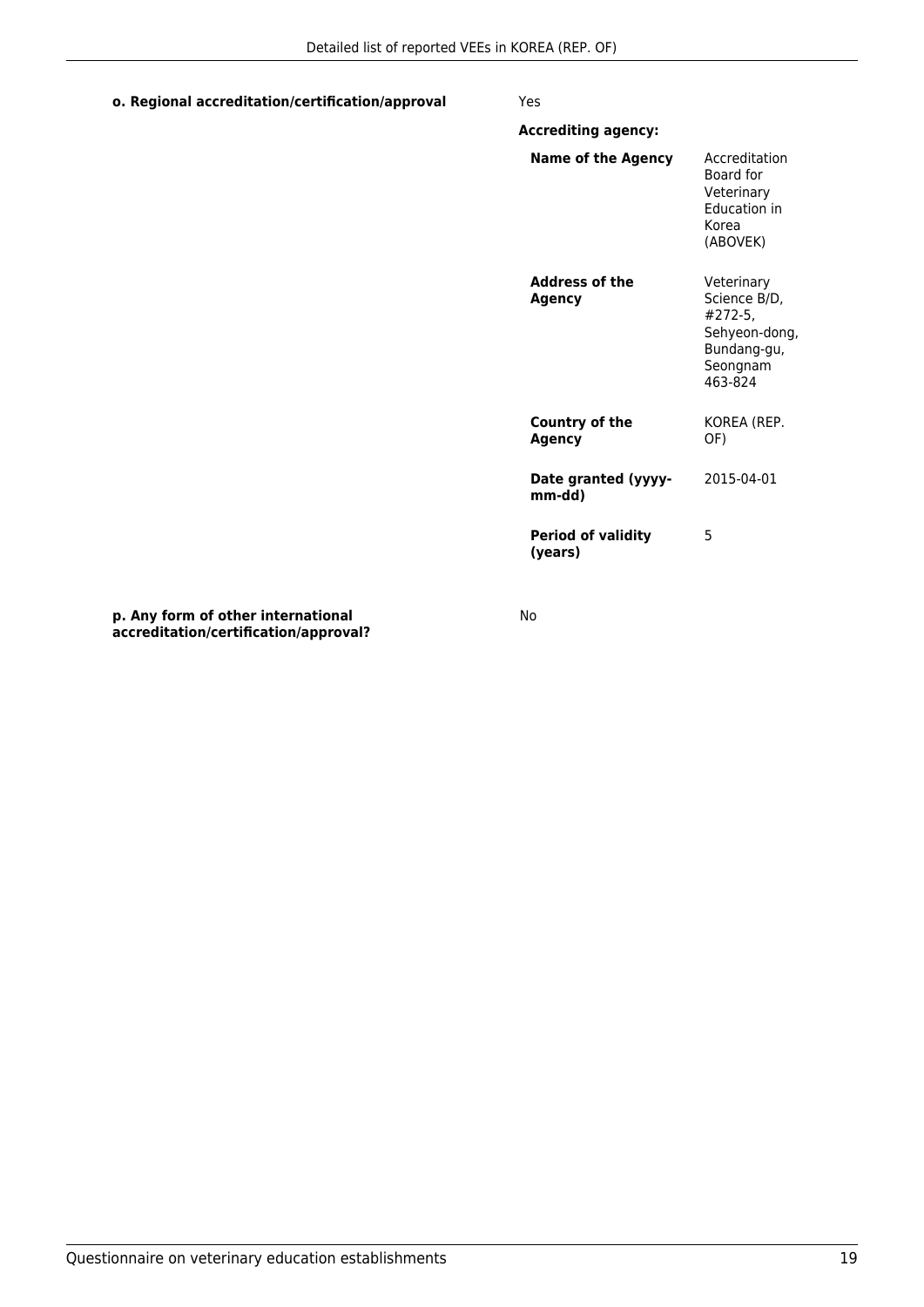**o. Regional accreditation/certification/approval** Yes

**Accrediting agency:**

| | |
|---|---|
| **Name of the Agency** | Accreditation Board for Veterinary Education in Korea (ABOVEK) |
| **Address of the Agency** | Veterinary Science B/D, #272-5, Sehyeon-dong, Bundang-gu, Seongnam 463-824 |
| **Country of the Agency** | KOREA (REP. OF) |
| **Date granted (yyyy-mm-dd)** | 2015-04-01 |
| **Period of validity (years)** | 5 |

**p. Any form of other international accreditation/certification/approval?** No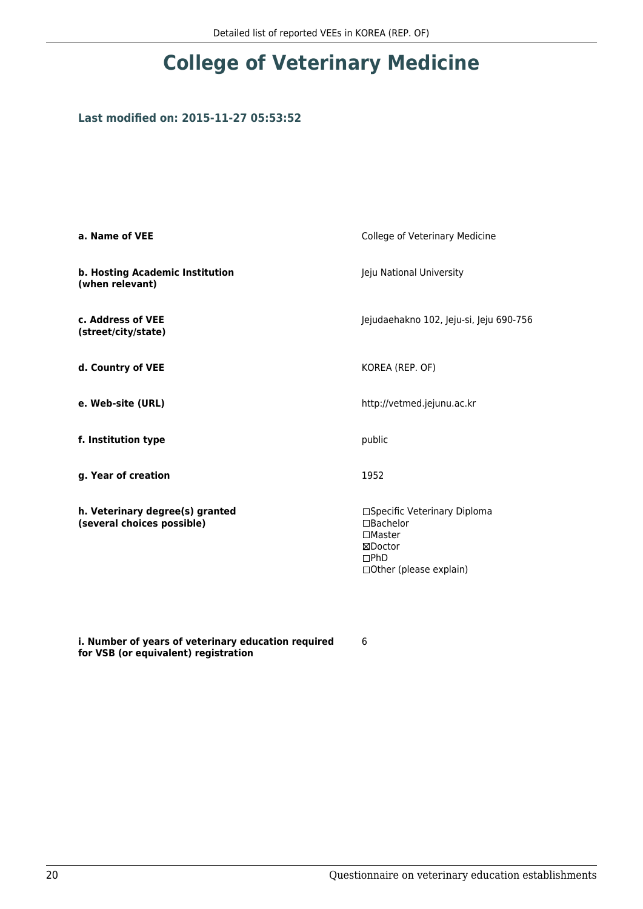# College of Veterinary Medicine

**Last modified on: 2015-11-27 05:53:52**

| | |
|---|---|
| **a. Name of VEE** | College of Veterinary Medicine |
| **b. Hosting Academic Institution (when relevant)** | Jeju National University |
| **c. Address of VEE (street/city/state)** | Jejudaehakno 102, Jeju-si, Jeju 690-756 |
| **d. Country of VEE** | KOREA (REP. OF) |
| **e. Web-site (URL)** | http://vetmed.jejunu.ac.kr |
| **f. Institution type** | public |
| **g. Year of creation** | 1952 |
| **h. Veterinary degree(s) granted (several choices possible)** | ☐Specific Veterinary Diploma<br>☐Bachelor<br>☐Master<br>☒Doctor<br>☐PhD<br>☐Other (please explain) |
| **i. Number of years of veterinary education required for VSB (or equivalent) registration** | 6 |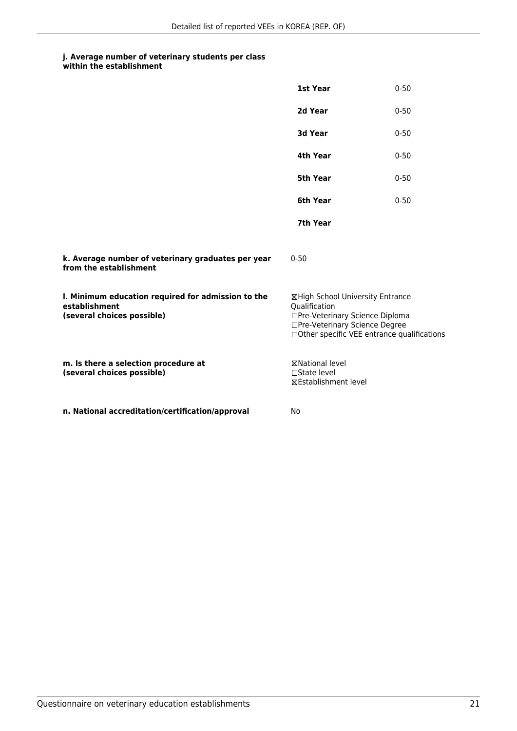**j. Average number of veterinary students per class within the establishment**

| | |
|---|---|
| **1st Year** | 0-50 |
| **2d Year** | 0-50 |
| **3d Year** | 0-50 |
| **4th Year** | 0-50 |
| **5th Year** | 0-50 |
| **6th Year** | 0-50 |
| **7th Year** | |

**k. Average number of veterinary graduates per year from the establishment**

0-50

**l. Minimum education required for admission to the establishment (several choices possible)**

☒High School University Entrance Qualification
☐Pre-Veterinary Science Diploma
☐Pre-Veterinary Science Degree
☐Other specific VEE entrance qualifications

**m. Is there a selection procedure at (several choices possible)**

☒National level
☐State level
☒Establishment level

**n. National accreditation/certification/approval**

No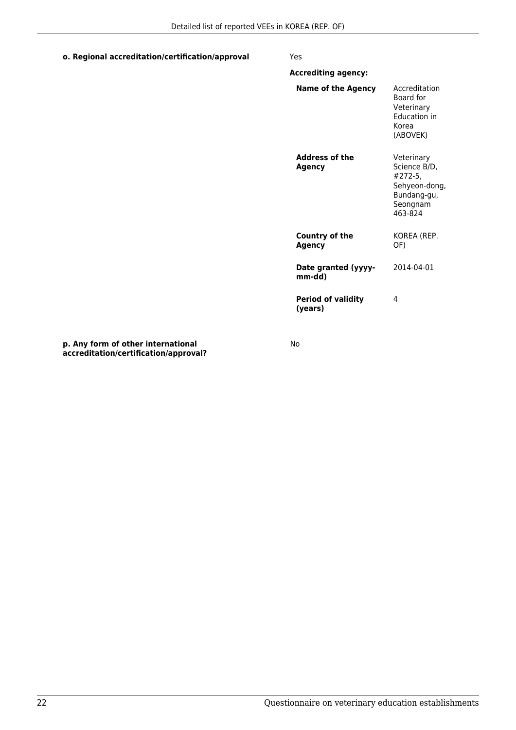**o. Regional accreditation/certification/approval** Yes

**Accrediting agency:**

| | |
|---|---|
| **Name of the Agency** | Accreditation Board for Veterinary Education in Korea (ABOVEK) |
| **Address of the Agency** | Veterinary Science B/D, #272-5, Sehyeon-dong, Bundang-gu, Seongnam 463-824 |
| **Country of the Agency** | KOREA (REP. OF) |
| **Date granted (yyyy-mm-dd)** | 2014-04-01 |
| **Period of validity (years)** | 4 |

**p. Any form of other international accreditation/certification/approval?** No